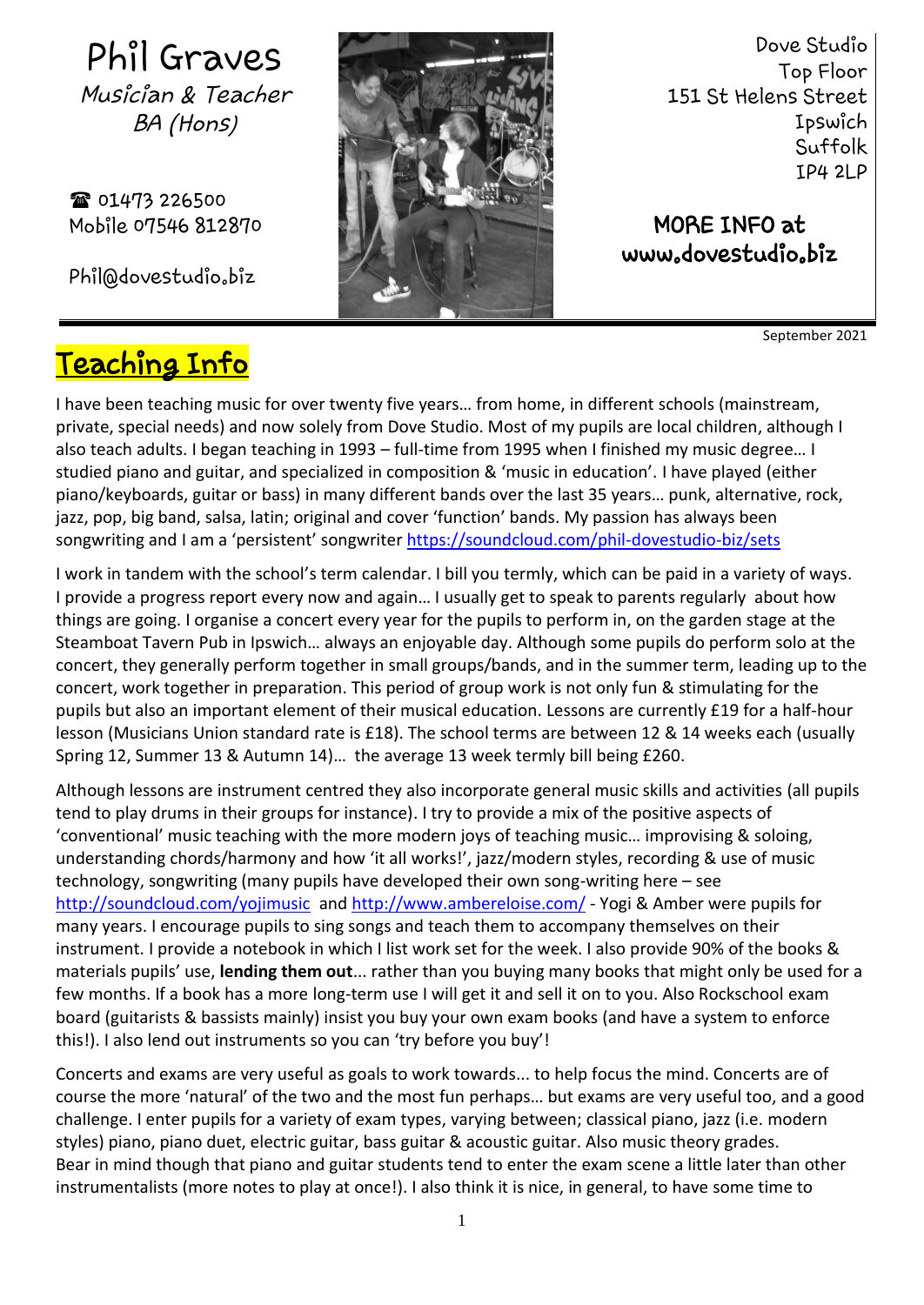# Phil Graves

*Musician & Teacher*
*BA (Hons)*

☎ 01473 226500
Mobile 07546 812870

Phil@dovestudio.biz

Dove Studio
Top Floor
151 St Helens Street
Ipswich
Suffolk
IP4 2LP

**MORE INFO at www.dovestudio.biz**

September 2021

## Teaching Info

I have been teaching music for over twenty five years… from home, in different schools (mainstream, private, special needs) and now solely from Dove Studio. Most of my pupils are local children, although I also teach adults. I began teaching in 1993 – full-time from 1995 when I finished my music degree… I studied piano and guitar, and specialized in composition & 'music in education'. I have played (either piano/keyboards, guitar or bass) in many different bands over the last 35 years… punk, alternative, rock, jazz, pop, big band, salsa, latin; original and cover 'function' bands. My passion has always been songwriting and I am a 'persistent' songwriter https://soundcloud.com/phil-dovestudio-biz/sets

I work in tandem with the school's term calendar. I bill you termly, which can be paid in a variety of ways. I provide a progress report every now and again… I usually get to speak to parents regularly about how things are going. I organise a concert every year for the pupils to perform in, on the garden stage at the Steamboat Tavern Pub in Ipswich… always an enjoyable day. Although some pupils do perform solo at the concert, they generally perform together in small groups/bands, and in the summer term, leading up to the concert, work together in preparation. This period of group work is not only fun & stimulating for the pupils but also an important element of their musical education. Lessons are currently £19 for a half-hour lesson (Musicians Union standard rate is £18). The school terms are between 12 & 14 weeks each (usually Spring 12, Summer 13 & Autumn 14)… the average 13 week termly bill being £260.

Although lessons are instrument centred they also incorporate general music skills and activities (all pupils tend to play drums in their groups for instance). I try to provide a mix of the positive aspects of 'conventional' music teaching with the more modern joys of teaching music… improvising & soloing, understanding chords/harmony and how 'it all works!', jazz/modern styles, recording & use of music technology, songwriting (many pupils have developed their own song-writing here – see http://soundcloud.com/yojimusic and http://www.ambereloise.com/ - Yogi & Amber were pupils for many years. I encourage pupils to sing songs and teach them to accompany themselves on their instrument. I provide a notebook in which I list work set for the week. I also provide 90% of the books & materials pupils' use, **lending them out**... rather than you buying many books that might only be used for a few months. If a book has a more long-term use I will get it and sell it on to you. Also Rockschool exam board (guitarists & bassists mainly) insist you buy your own exam books (and have a system to enforce this!). I also lend out instruments so you can 'try before you buy'!

Concerts and exams are very useful as goals to work towards... to help focus the mind. Concerts are of course the more 'natural' of the two and the most fun perhaps… but exams are very useful too, and a good challenge. I enter pupils for a variety of exam types, varying between; classical piano, jazz (i.e. modern styles) piano, piano duet, electric guitar, bass guitar & acoustic guitar. Also music theory grades.
Bear in mind though that piano and guitar students tend to enter the exam scene a little later than other instrumentalists (more notes to play at once!). I also think it is nice, in general, to have some time to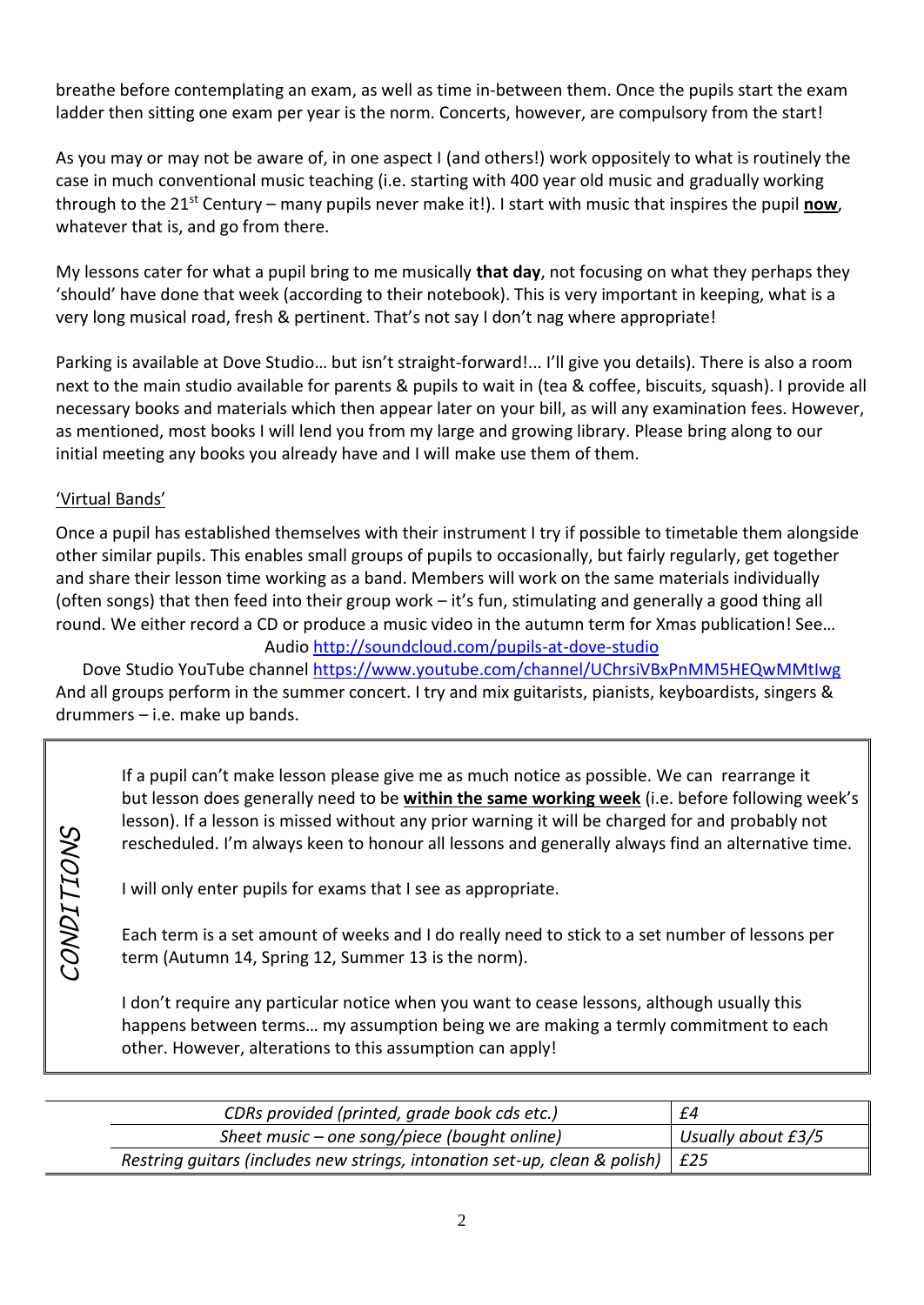breathe before contemplating an exam, as well as time in-between them. Once the pupils start the exam ladder then sitting one exam per year is the norm. Concerts, however, are compulsory from the start!

As you may or may not be aware of, in one aspect I (and others!) work oppositely to what is routinely the case in much conventional music teaching (i.e. starting with 400 year old music and gradually working through to the 21st Century – many pupils never make it!). I start with music that inspires the pupil **now**, whatever that is, and go from there.

My lessons cater for what a pupil bring to me musically **that day**, not focusing on what they perhaps they 'should' have done that week (according to their notebook). This is very important in keeping, what is a very long musical road, fresh & pertinent. That's not say I don't nag where appropriate!

Parking is available at Dove Studio… but isn't straight-forward!... I'll give you details). There is also a room next to the main studio available for parents & pupils to wait in (tea & coffee, biscuits, squash). I provide all necessary books and materials which then appear later on your bill, as will any examination fees. However, as mentioned, most books I will lend you from my large and growing library. Please bring along to our initial meeting any books you already have and I will make use them of them.

'Virtual Bands'

Once a pupil has established themselves with their instrument I try if possible to timetable them alongside other similar pupils. This enables small groups of pupils to occasionally, but fairly regularly, get together and share their lesson time working as a band. Members will work on the same materials individually (often songs) that then feed into their group work – it's fun, stimulating and generally a good thing all round. We either record a CD or produce a music video in the autumn term for Xmas publication! See…

Audio http://soundcloud.com/pupils-at-dove-studio

Dove Studio YouTube channel https://www.youtube.com/channel/UChrsiVBxPnMM5HEQwMMtIwg

And all groups perform in the summer concert. I try and mix guitarists, pianists, keyboardists, singers & drummers – i.e. make up bands.

*CONDITIONS*

If a pupil can't make lesson please give me as much notice as possible. We can rearrange it but lesson does generally need to be **within the same working week** (i.e. before following week's lesson). If a lesson is missed without any prior warning it will be charged for and probably not rescheduled. I'm always keen to honour all lessons and generally always find an alternative time.

I will only enter pupils for exams that I see as appropriate.

Each term is a set amount of weeks and I do really need to stick to a set number of lessons per term (Autumn 14, Spring 12, Summer 13 is the norm).

I don't require any particular notice when you want to cease lessons, although usually this happens between terms… my assumption being we are making a termly commitment to each other. However, alterations to this assumption can apply!

| | |
|---|---|
| *CDRs provided (printed, grade book cds etc.)* | *£4* |
| *Sheet music – one song/piece (bought online)* | *Usually about £3/5* |
| *Restring guitars (includes new strings, intonation set-up, clean & polish)* | *£25* |